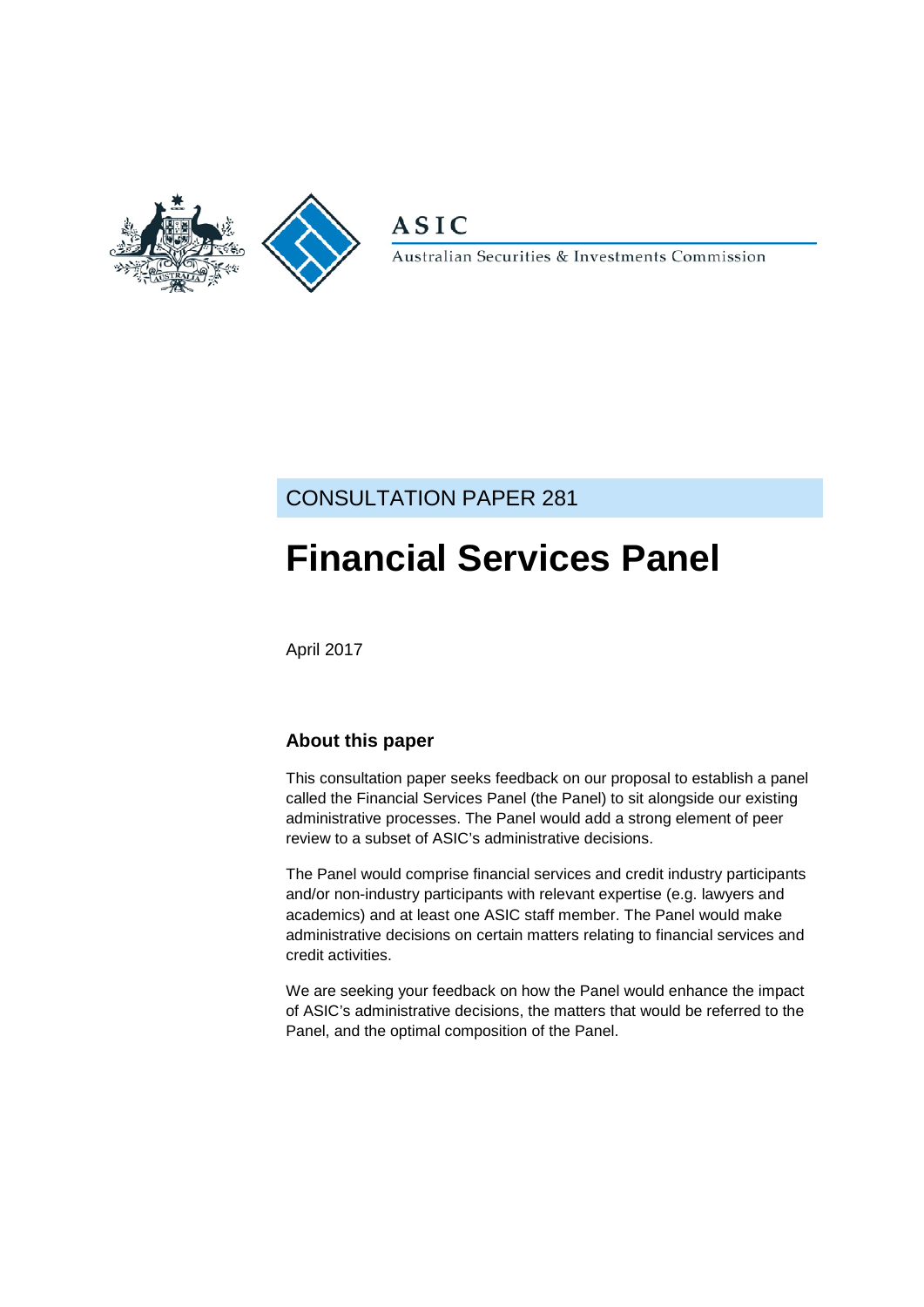ASIC

Australian Securities & Investments Commission

CONSULTATION PAPER 281

# Financial Services Panel

April 2017

## About this paper

This consultation paper seeks feedback on our proposal to establish a panel called the Financial Services Panel (the Panel) to sit alongside our existing administrative processes. The Panel would add a strong element of peer review to a subset of ASIC's administrative decisions.

The Panel would comprise financial services and credit industry participants and/or non-industry participants with relevant expertise (e.g. lawyers and academics) and at least one ASIC staff member. The Panel would make administrative decisions on certain matters relating to financial services and credit activities.

We are seeking your feedback on how the Panel would enhance the impact of ASIC's administrative decisions, the matters that would be referred to the Panel, and the optimal composition of the Panel.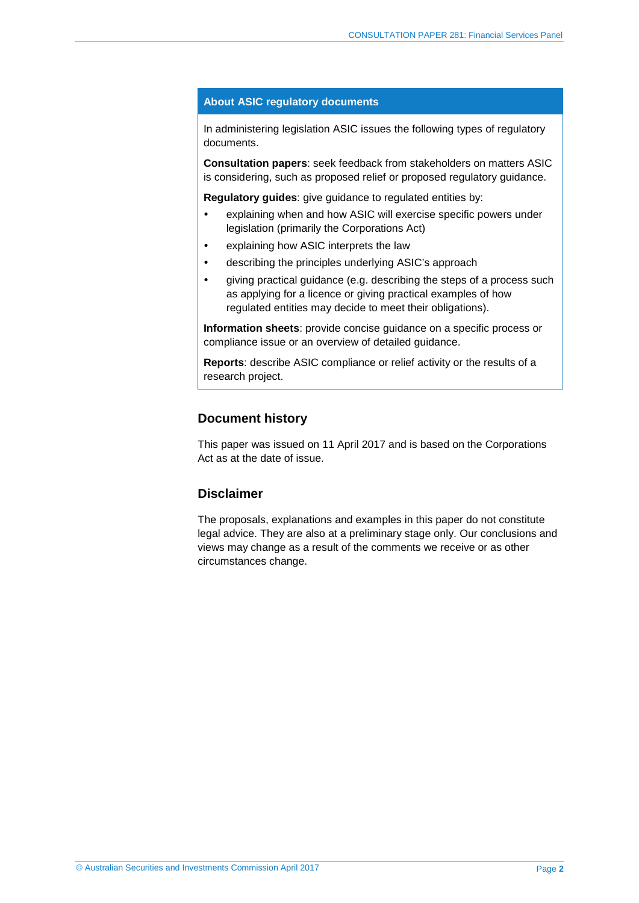## About ASIC regulatory documents

In administering legislation ASIC issues the following types of regulatory documents.

**Consultation papers**: seek feedback from stakeholders on matters ASIC is considering, such as proposed relief or proposed regulatory guidance.

**Regulatory guides**: give guidance to regulated entities by:

- explaining when and how ASIC will exercise specific powers under legislation (primarily the Corporations Act)
- explaining how ASIC interprets the law
- describing the principles underlying ASIC's approach
- giving practical guidance (e.g. describing the steps of a process such as applying for a licence or giving practical examples of how regulated entities may decide to meet their obligations).

**Information sheets**: provide concise guidance on a specific process or compliance issue or an overview of detailed guidance.

**Reports**: describe ASIC compliance or relief activity or the results of a research project.

## Document history

This paper was issued on 11 April 2017 and is based on the Corporations Act as at the date of issue.

## Disclaimer

The proposals, explanations and examples in this paper do not constitute legal advice. They are also at a preliminary stage only. Our conclusions and views may change as a result of the comments we receive or as other circumstances change.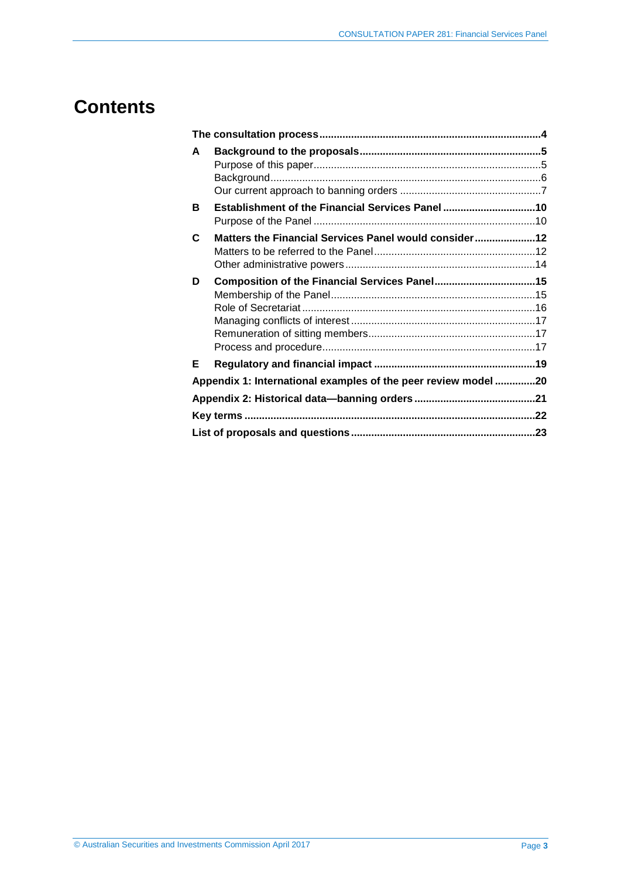# Contents

| | | |
|---|---|---|
| **The consultation process** | | **4** |
| **A** | **Background to the proposals** | **5** |
| | Purpose of this paper | 5 |
| | Background | 6 |
| | Our current approach to banning orders | 7 |
| **B** | **Establishment of the Financial Services Panel** | **10** |
| | Purpose of the Panel | 10 |
| **C** | **Matters the Financial Services Panel would consider** | **12** |
| | Matters to be referred to the Panel | 12 |
| | Other administrative powers | 14 |
| **D** | **Composition of the Financial Services Panel** | **15** |
| | Membership of the Panel | 15 |
| | Role of Secretariat | 16 |
| | Managing conflicts of interest | 17 |
| | Remuneration of sitting members | 17 |
| | Process and procedure | 17 |
| **E** | **Regulatory and financial impact** | **19** |
| **Appendix 1: International examples of the peer review model** | | **20** |
| **Appendix 2: Historical data—banning orders** | | **21** |
| **Key terms** | | **22** |
| **List of proposals and questions** | | **23** |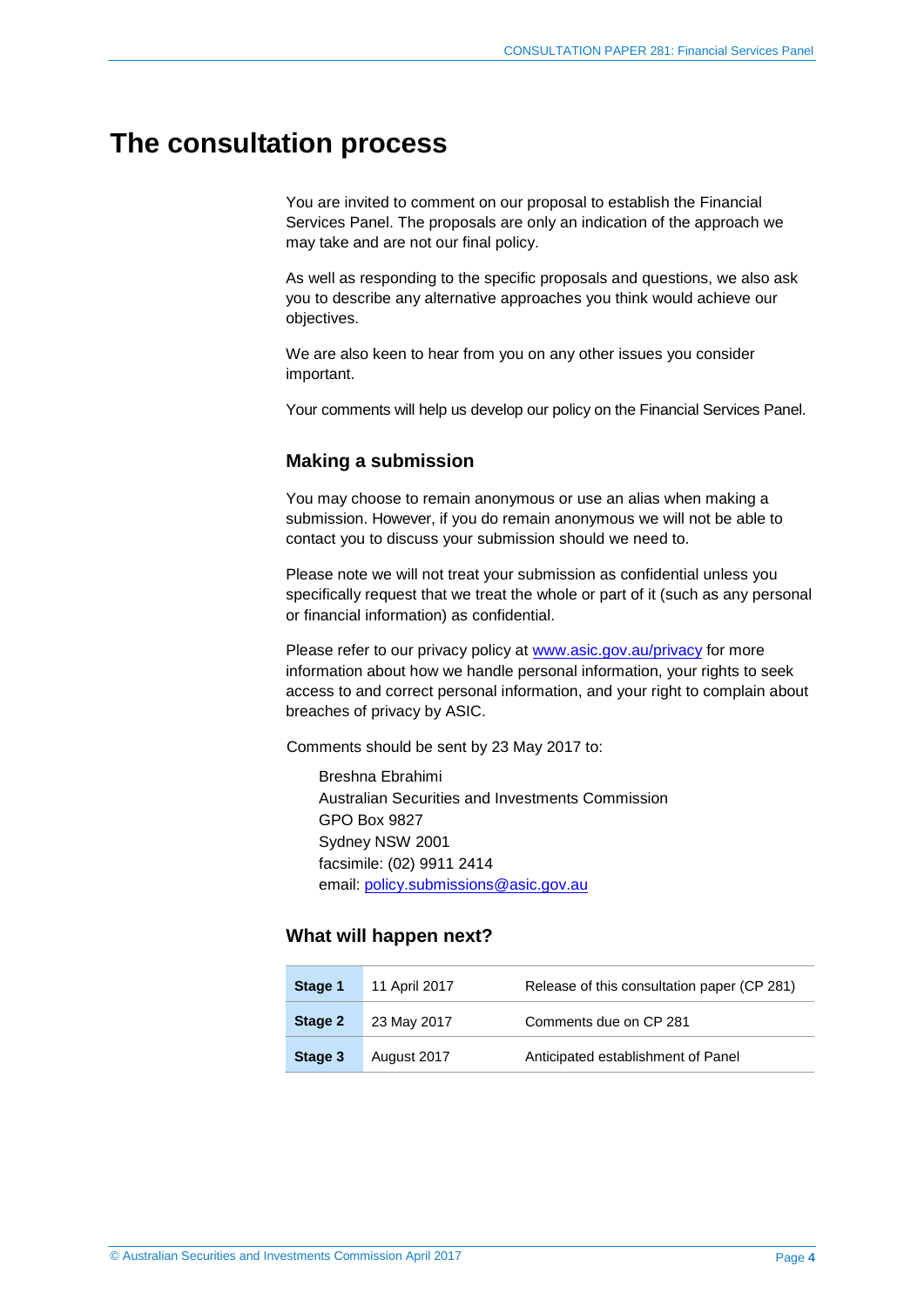# The consultation process

You are invited to comment on our proposal to establish the Financial Services Panel. The proposals are only an indication of the approach we may take and are not our final policy.

As well as responding to the specific proposals and questions, we also ask you to describe any alternative approaches you think would achieve our objectives.

We are also keen to hear from you on any other issues you consider important.

Your comments will help us develop our policy on the Financial Services Panel.

## Making a submission

You may choose to remain anonymous or use an alias when making a submission. However, if you do remain anonymous we will not be able to contact you to discuss your submission should we need to.

Please note we will not treat your submission as confidential unless you specifically request that we treat the whole or part of it (such as any personal or financial information) as confidential.

Please refer to our privacy policy at www.asic.gov.au/privacy for more information about how we handle personal information, your rights to seek access to and correct personal information, and your right to complain about breaches of privacy by ASIC.

Comments should be sent by 23 May 2017 to:

Breshna Ebrahimi
Australian Securities and Investments Commission
GPO Box 9827
Sydney NSW 2001
facsimile: (02) 9911 2414
email: policy.submissions@asic.gov.au

## What will happen next?

| | | |
|---|---|---|
| **Stage 1** | 11 April 2017 | Release of this consultation paper (CP 281) |
| **Stage 2** | 23 May 2017 | Comments due on CP 281 |
| **Stage 3** | August 2017 | Anticipated establishment of Panel |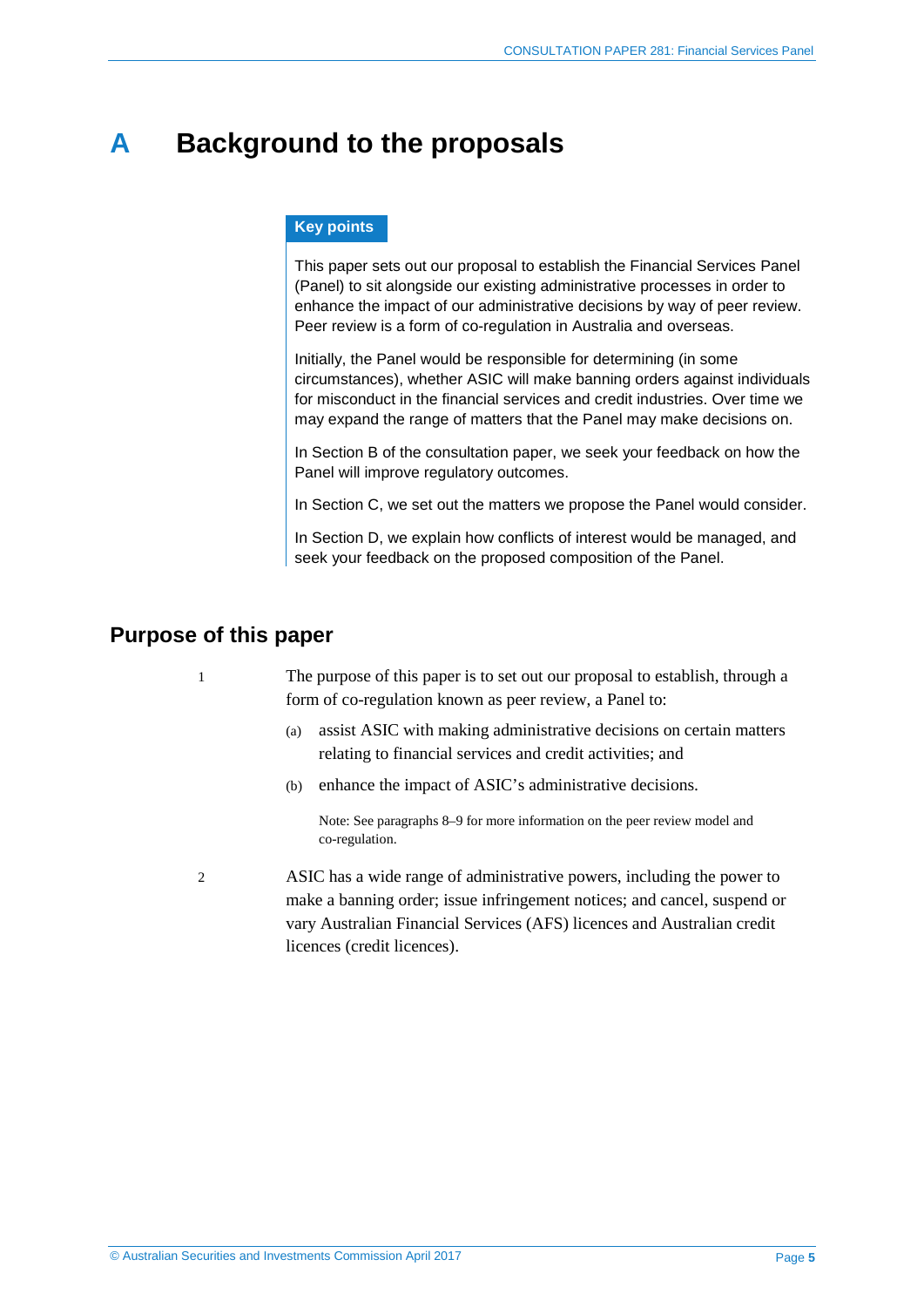# A Background to the proposals

> **Key points**
>
> This paper sets out our proposal to establish the Financial Services Panel (Panel) to sit alongside our existing administrative processes in order to enhance the impact of our administrative decisions by way of peer review. Peer review is a form of co-regulation in Australia and overseas.
>
> Initially, the Panel would be responsible for determining (in some circumstances), whether ASIC will make banning orders against individuals for misconduct in the financial services and credit industries. Over time we may expand the range of matters that the Panel may make decisions on.
>
> In Section B of the consultation paper, we seek your feedback on how the Panel will improve regulatory outcomes.
>
> In Section C, we set out the matters we propose the Panel would consider.
>
> In Section D, we explain how conflicts of interest would be managed, and seek your feedback on the proposed composition of the Panel.

## Purpose of this paper

1 The purpose of this paper is to set out our proposal to establish, through a form of co-regulation known as peer review, a Panel to:

(a) assist ASIC with making administrative decisions on certain matters relating to financial services and credit activities; and

(b) enhance the impact of ASIC's administrative decisions.

Note: See paragraphs 8–9 for more information on the peer review model and co-regulation.

2 ASIC has a wide range of administrative powers, including the power to make a banning order; issue infringement notices; and cancel, suspend or vary Australian Financial Services (AFS) licences and Australian credit licences (credit licences).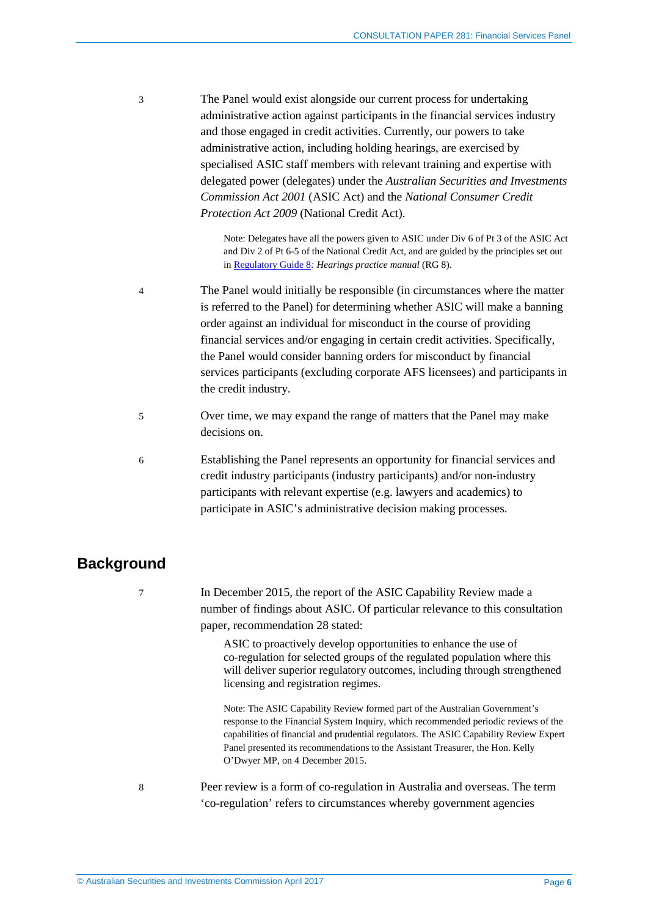3 The Panel would exist alongside our current process for undertaking administrative action against participants in the financial services industry and those engaged in credit activities. Currently, our powers to take administrative action, including holding hearings, are exercised by specialised ASIC staff members with relevant training and expertise with delegated power (delegates) under the *Australian Securities and Investments Commission Act 2001* (ASIC Act) and the *National Consumer Credit Protection Act 2009* (National Credit Act).

> Note: Delegates have all the powers given to ASIC under Div 6 of Pt 3 of the ASIC Act and Div 2 of Pt 6-5 of the National Credit Act, and are guided by the principles set out in Regulatory Guide 8*: Hearings practice manual* (RG 8).

4 The Panel would initially be responsible (in circumstances where the matter is referred to the Panel) for determining whether ASIC will make a banning order against an individual for misconduct in the course of providing financial services and/or engaging in certain credit activities. Specifically, the Panel would consider banning orders for misconduct by financial services participants (excluding corporate AFS licensees) and participants in the credit industry.

5 Over time, we may expand the range of matters that the Panel may make decisions on.

6 Establishing the Panel represents an opportunity for financial services and credit industry participants (industry participants) and/or non-industry participants with relevant expertise (e.g. lawyers and academics) to participate in ASIC's administrative decision making processes.

## Background

7 In December 2015, the report of the ASIC Capability Review made a number of findings about ASIC. Of particular relevance to this consultation paper, recommendation 28 stated:

> ASIC to proactively develop opportunities to enhance the use of co-regulation for selected groups of the regulated population where this will deliver superior regulatory outcomes, including through strengthened licensing and registration regimes.

> Note: The ASIC Capability Review formed part of the Australian Government's response to the Financial System Inquiry, which recommended periodic reviews of the capabilities of financial and prudential regulators. The ASIC Capability Review Expert Panel presented its recommendations to the Assistant Treasurer, the Hon. Kelly O'Dwyer MP, on 4 December 2015.

8 Peer review is a form of co-regulation in Australia and overseas. The term 'co-regulation' refers to circumstances whereby government agencies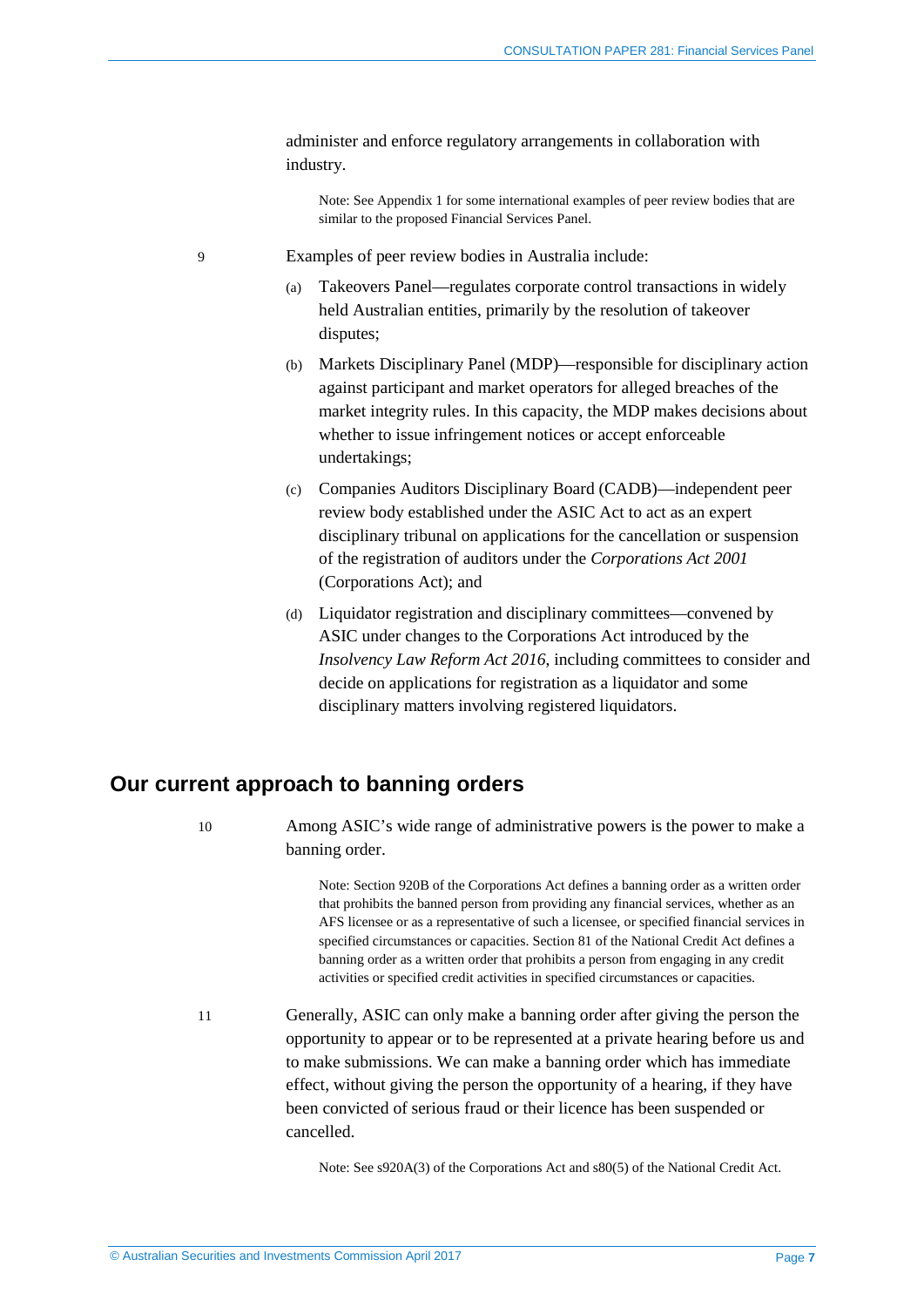administer and enforce regulatory arrangements in collaboration with industry.

Note: See Appendix 1 for some international examples of peer review bodies that are similar to the proposed Financial Services Panel.

9 Examples of peer review bodies in Australia include:

(a) Takeovers Panel—regulates corporate control transactions in widely held Australian entities, primarily by the resolution of takeover disputes;

(b) Markets Disciplinary Panel (MDP)—responsible for disciplinary action against participant and market operators for alleged breaches of the market integrity rules. In this capacity, the MDP makes decisions about whether to issue infringement notices or accept enforceable undertakings;

(c) Companies Auditors Disciplinary Board (CADB)—independent peer review body established under the ASIC Act to act as an expert disciplinary tribunal on applications for the cancellation or suspension of the registration of auditors under the *Corporations Act 2001* (Corporations Act); and

(d) Liquidator registration and disciplinary committees—convened by ASIC under changes to the Corporations Act introduced by the *Insolvency Law Reform Act 2016*, including committees to consider and decide on applications for registration as a liquidator and some disciplinary matters involving registered liquidators.

## Our current approach to banning orders

10 Among ASIC's wide range of administrative powers is the power to make a banning order.

Note: Section 920B of the Corporations Act defines a banning order as a written order that prohibits the banned person from providing any financial services, whether as an AFS licensee or as a representative of such a licensee, or specified financial services in specified circumstances or capacities. Section 81 of the National Credit Act defines a banning order as a written order that prohibits a person from engaging in any credit activities or specified credit activities in specified circumstances or capacities.

11 Generally, ASIC can only make a banning order after giving the person the opportunity to appear or to be represented at a private hearing before us and to make submissions. We can make a banning order which has immediate effect, without giving the person the opportunity of a hearing, if they have been convicted of serious fraud or their licence has been suspended or cancelled.

Note: See s920A(3) of the Corporations Act and s80(5) of the National Credit Act.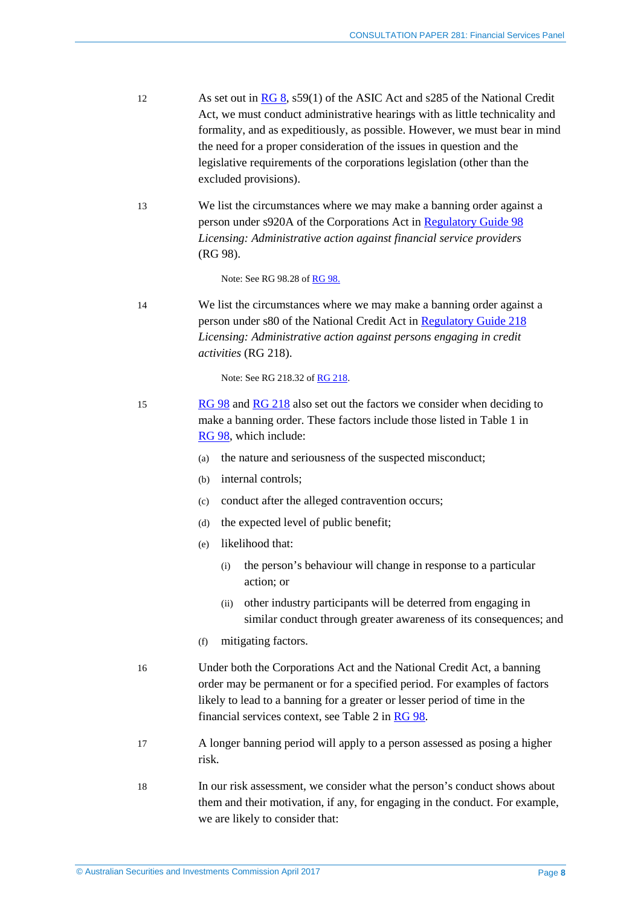12 As set out in RG 8, s59(1) of the ASIC Act and s285 of the National Credit Act, we must conduct administrative hearings with as little technicality and formality, and as expeditiously, as possible. However, we must bear in mind the need for a proper consideration of the issues in question and the legislative requirements of the corporations legislation (other than the excluded provisions).

13 We list the circumstances where we may make a banning order against a person under s920A of the Corporations Act in Regulatory Guide 98 *Licensing: Administrative action against financial service providers* (RG 98).

> Note: See RG 98.28 of RG 98.

14 We list the circumstances where we may make a banning order against a person under s80 of the National Credit Act in Regulatory Guide 218 *Licensing: Administrative action against persons engaging in credit activities* (RG 218).

> Note: See RG 218.32 of RG 218.

15 RG 98 and RG 218 also set out the factors we consider when deciding to make a banning order. These factors include those listed in Table 1 in RG 98, which include:

- (a) the nature and seriousness of the suspected misconduct;
- (b) internal controls;
- (c) conduct after the alleged contravention occurs;
- (d) the expected level of public benefit;
- (e) likelihood that:
  - (i) the person's behaviour will change in response to a particular action; or
  - (ii) other industry participants will be deterred from engaging in similar conduct through greater awareness of its consequences; and
- (f) mitigating factors.

16 Under both the Corporations Act and the National Credit Act, a banning order may be permanent or for a specified period. For examples of factors likely to lead to a banning for a greater or lesser period of time in the financial services context, see Table 2 in RG 98.

17 A longer banning period will apply to a person assessed as posing a higher risk.

18 In our risk assessment, we consider what the person's conduct shows about them and their motivation, if any, for engaging in the conduct. For example, we are likely to consider that: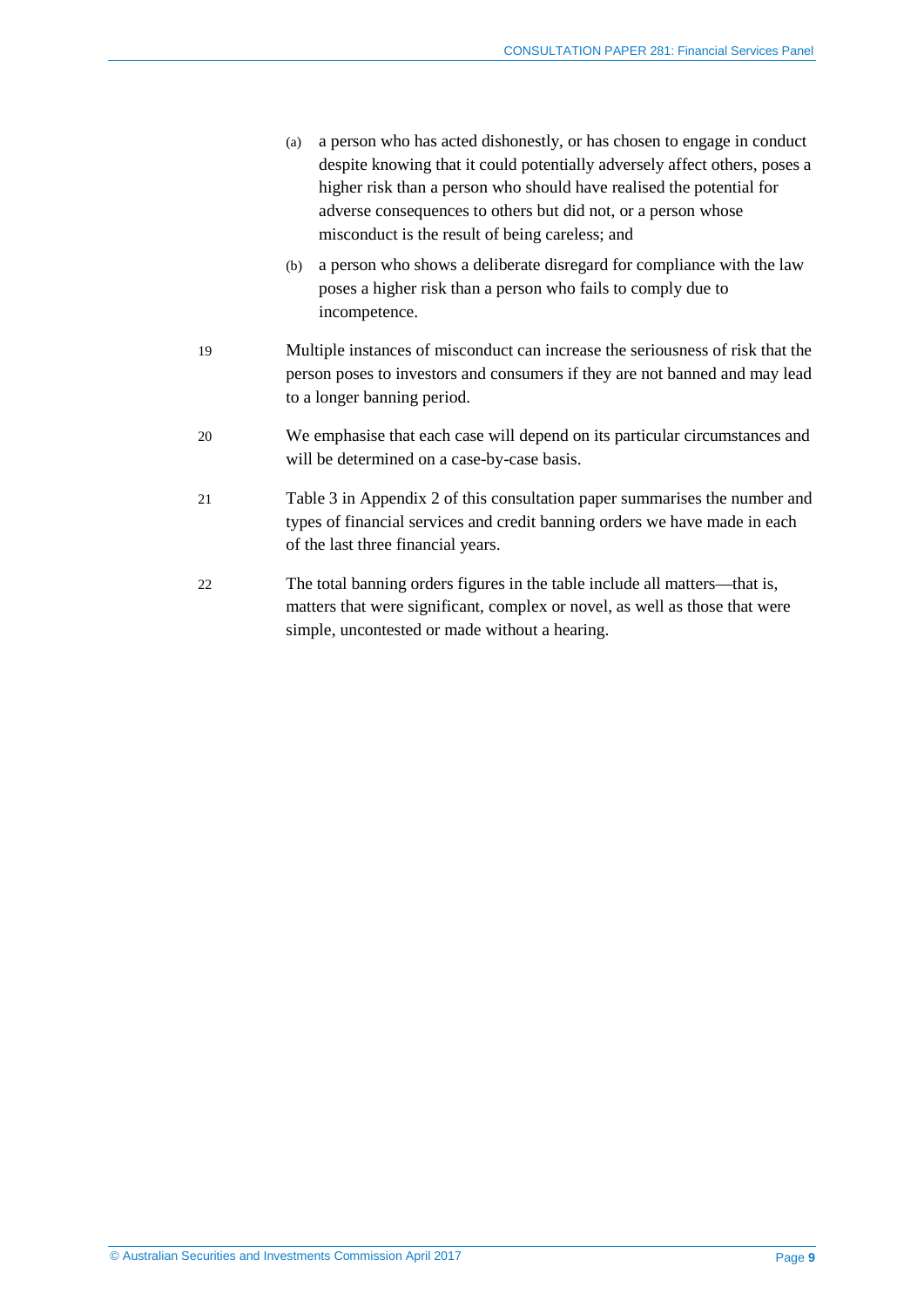(a) a person who has acted dishonestly, or has chosen to engage in conduct despite knowing that it could potentially adversely affect others, poses a higher risk than a person who should have realised the potential for adverse consequences to others but did not, or a person whose misconduct is the result of being careless; and

(b) a person who shows a deliberate disregard for compliance with the law poses a higher risk than a person who fails to comply due to incompetence.

19 Multiple instances of misconduct can increase the seriousness of risk that the person poses to investors and consumers if they are not banned and may lead to a longer banning period.

20 We emphasise that each case will depend on its particular circumstances and will be determined on a case-by-case basis.

21 Table 3 in Appendix 2 of this consultation paper summarises the number and types of financial services and credit banning orders we have made in each of the last three financial years.

22 The total banning orders figures in the table include all matters—that is, matters that were significant, complex or novel, as well as those that were simple, uncontested or made without a hearing.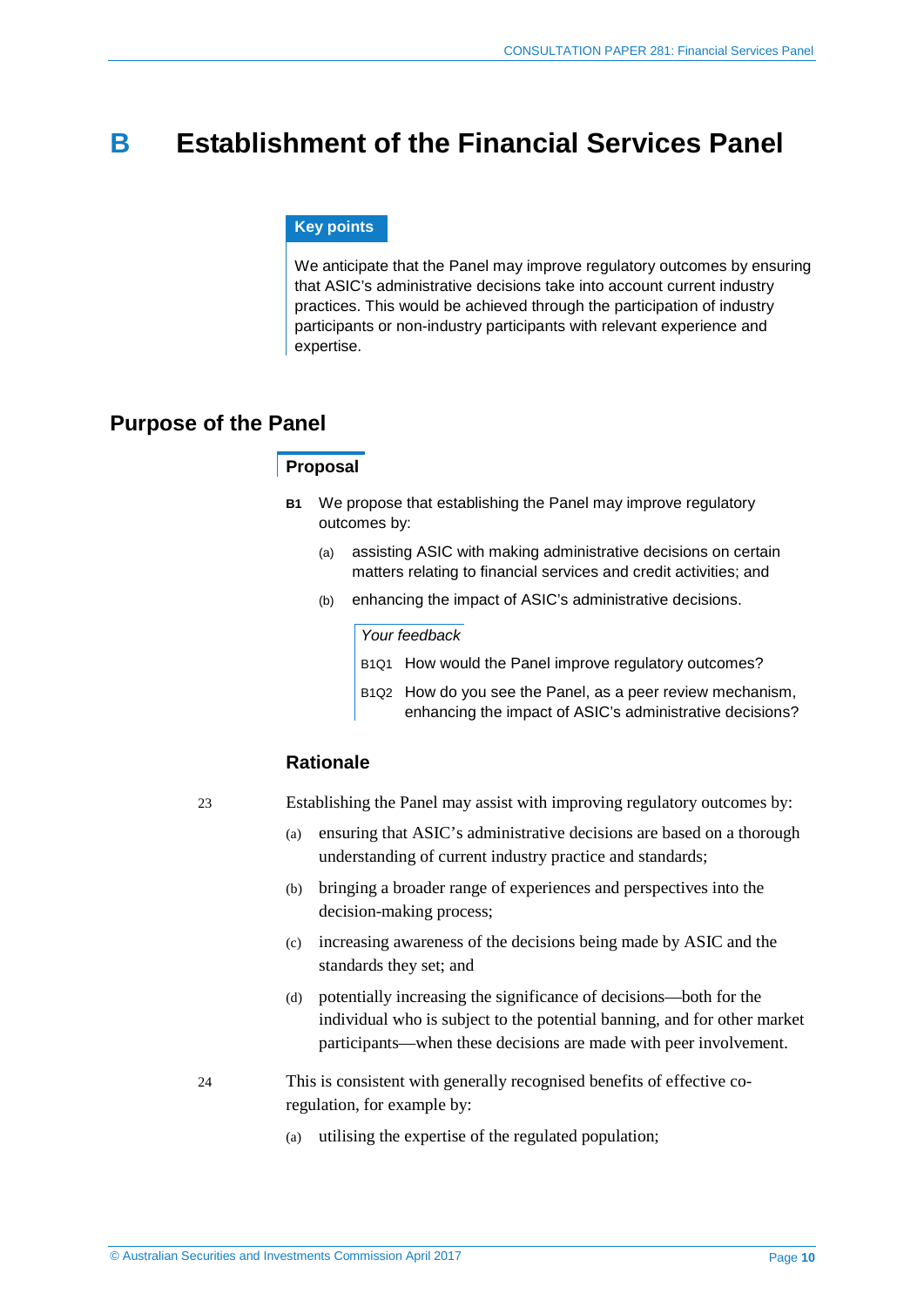# B Establishment of the Financial Services Panel

**Key points**

We anticipate that the Panel may improve regulatory outcomes by ensuring that ASIC's administrative decisions take into account current industry practices. This would be achieved through the participation of industry participants or non-industry participants with relevant experience and expertise.

## Purpose of the Panel

### Proposal

**B1** We propose that establishing the Panel may improve regulatory outcomes by:

(a) assisting ASIC with making administrative decisions on certain matters relating to financial services and credit activities; and

(b) enhancing the impact of ASIC's administrative decisions.

*Your feedback*

B1Q1 How would the Panel improve regulatory outcomes?

B1Q2 How do you see the Panel, as a peer review mechanism, enhancing the impact of ASIC's administrative decisions?

### Rationale

23 Establishing the Panel may assist with improving regulatory outcomes by:

(a) ensuring that ASIC's administrative decisions are based on a thorough understanding of current industry practice and standards;

(b) bringing a broader range of experiences and perspectives into the decision-making process;

(c) increasing awareness of the decisions being made by ASIC and the standards they set; and

(d) potentially increasing the significance of decisions—both for the individual who is subject to the potential banning, and for other market participants—when these decisions are made with peer involvement.

24 This is consistent with generally recognised benefits of effective co-regulation, for example by:

(a) utilising the expertise of the regulated population;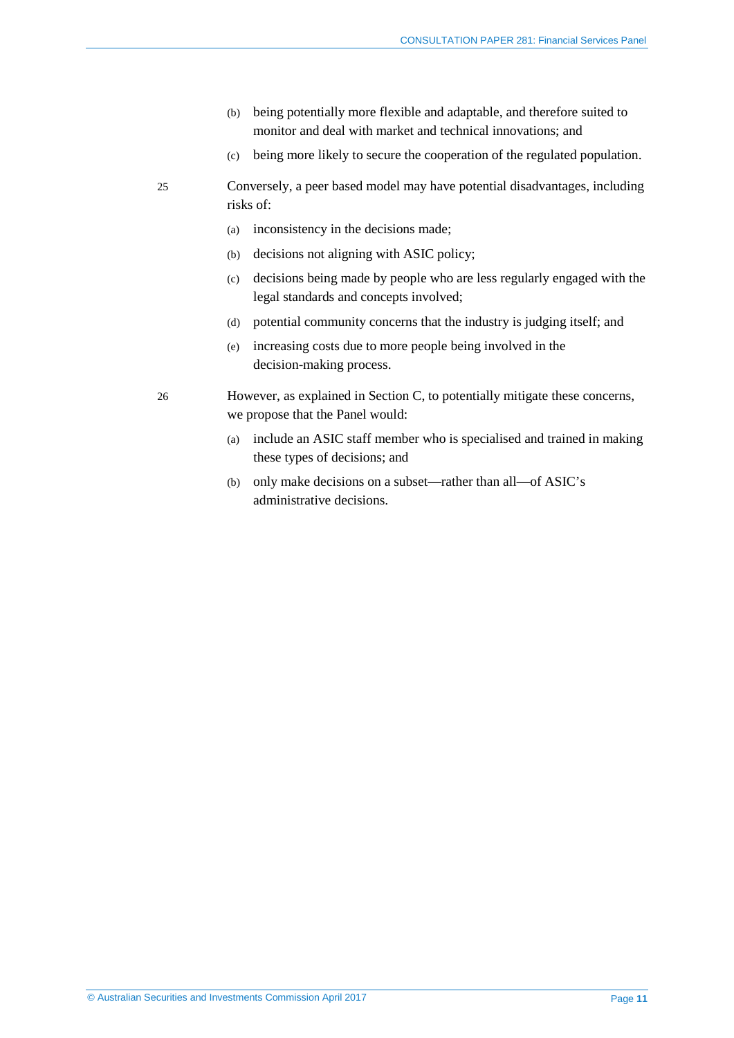(b) being potentially more flexible and adaptable, and therefore suited to monitor and deal with market and technical innovations; and

(c) being more likely to secure the cooperation of the regulated population.

25 Conversely, a peer based model may have potential disadvantages, including risks of:

(a) inconsistency in the decisions made;

(b) decisions not aligning with ASIC policy;

(c) decisions being made by people who are less regularly engaged with the legal standards and concepts involved;

(d) potential community concerns that the industry is judging itself; and

(e) increasing costs due to more people being involved in the decision-making process.

26 However, as explained in Section C, to potentially mitigate these concerns, we propose that the Panel would:

(a) include an ASIC staff member who is specialised and trained in making these types of decisions; and

(b) only make decisions on a subset—rather than all—of ASIC's administrative decisions.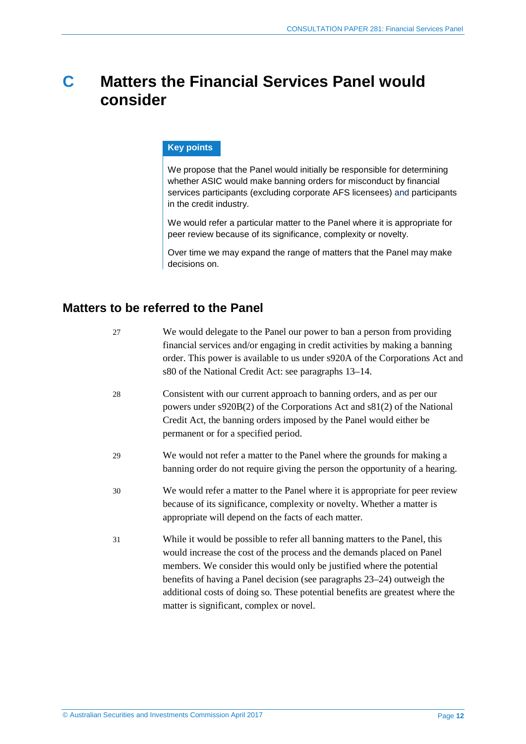# C Matters the Financial Services Panel would consider

**Key points**

We propose that the Panel would initially be responsible for determining whether ASIC would make banning orders for misconduct by financial services participants (excluding corporate AFS licensees) and participants in the credit industry.

We would refer a particular matter to the Panel where it is appropriate for peer review because of its significance, complexity or novelty.

Over time we may expand the range of matters that the Panel may make decisions on.

## Matters to be referred to the Panel

27 We would delegate to the Panel our power to ban a person from providing financial services and/or engaging in credit activities by making a banning order. This power is available to us under s920A of the Corporations Act and s80 of the National Credit Act: see paragraphs 13–14.

28 Consistent with our current approach to banning orders, and as per our powers under s920B(2) of the Corporations Act and s81(2) of the National Credit Act, the banning orders imposed by the Panel would either be permanent or for a specified period.

29 We would not refer a matter to the Panel where the grounds for making a banning order do not require giving the person the opportunity of a hearing.

30 We would refer a matter to the Panel where it is appropriate for peer review because of its significance, complexity or novelty. Whether a matter is appropriate will depend on the facts of each matter.

31 While it would be possible to refer all banning matters to the Panel, this would increase the cost of the process and the demands placed on Panel members. We consider this would only be justified where the potential benefits of having a Panel decision (see paragraphs 23–24) outweigh the additional costs of doing so. These potential benefits are greatest where the matter is significant, complex or novel.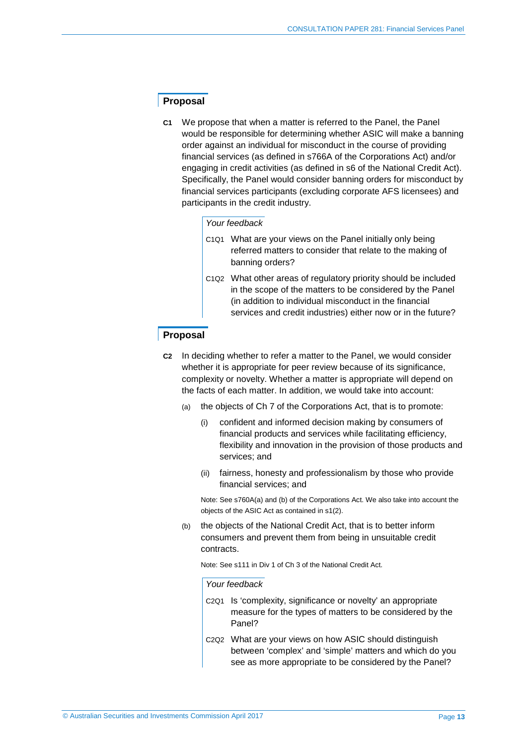## Proposal

**C1** We propose that when a matter is referred to the Panel, the Panel would be responsible for determining whether ASIC will make a banning order against an individual for misconduct in the course of providing financial services (as defined in s766A of the Corporations Act) and/or engaging in credit activities (as defined in s6 of the National Credit Act). Specifically, the Panel would consider banning orders for misconduct by financial services participants (excluding corporate AFS licensees) and participants in the credit industry.

*Your feedback*

C1Q1 What are your views on the Panel initially only being referred matters to consider that relate to the making of banning orders?

C1Q2 What other areas of regulatory priority should be included in the scope of the matters to be considered by the Panel (in addition to individual misconduct in the financial services and credit industries) either now or in the future?

## Proposal

**C2** In deciding whether to refer a matter to the Panel, we would consider whether it is appropriate for peer review because of its significance, complexity or novelty. Whether a matter is appropriate will depend on the facts of each matter. In addition, we would take into account:

(a) the objects of Ch 7 of the Corporations Act, that is to promote:

(i) confident and informed decision making by consumers of financial products and services while facilitating efficiency, flexibility and innovation in the provision of those products and services; and

(ii) fairness, honesty and professionalism by those who provide financial services; and

Note: See s760A(a) and (b) of the Corporations Act. We also take into account the objects of the ASIC Act as contained in s1(2).

(b) the objects of the National Credit Act, that is to better inform consumers and prevent them from being in unsuitable credit contracts.

Note: See s111 in Div 1 of Ch 3 of the National Credit Act.

*Your feedback*

C2Q1 Is 'complexity, significance or novelty' an appropriate measure for the types of matters to be considered by the Panel?

C2Q2 What are your views on how ASIC should distinguish between 'complex' and 'simple' matters and which do you see as more appropriate to be considered by the Panel?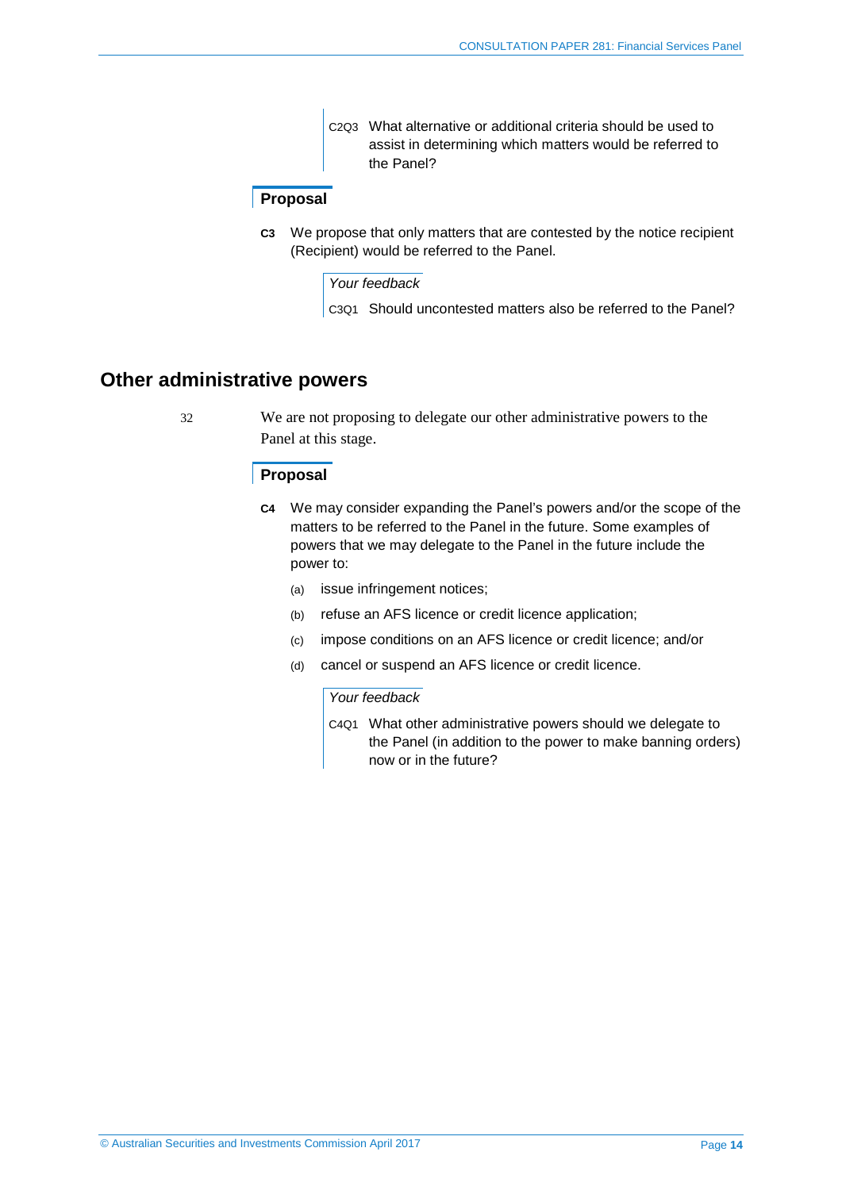C2Q3 What alternative or additional criteria should be used to assist in determining which matters would be referred to the Panel?

### Proposal

**C3** We propose that only matters that are contested by the notice recipient (Recipient) would be referred to the Panel.

*Your feedback*

C3Q1 Should uncontested matters also be referred to the Panel?

## Other administrative powers

32 We are not proposing to delegate our other administrative powers to the Panel at this stage.

### Proposal

**C4** We may consider expanding the Panel's powers and/or the scope of the matters to be referred to the Panel in the future. Some examples of powers that we may delegate to the Panel in the future include the power to:

(a) issue infringement notices;

(b) refuse an AFS licence or credit licence application;

(c) impose conditions on an AFS licence or credit licence; and/or

(d) cancel or suspend an AFS licence or credit licence.

*Your feedback*

C4Q1 What other administrative powers should we delegate to the Panel (in addition to the power to make banning orders) now or in the future?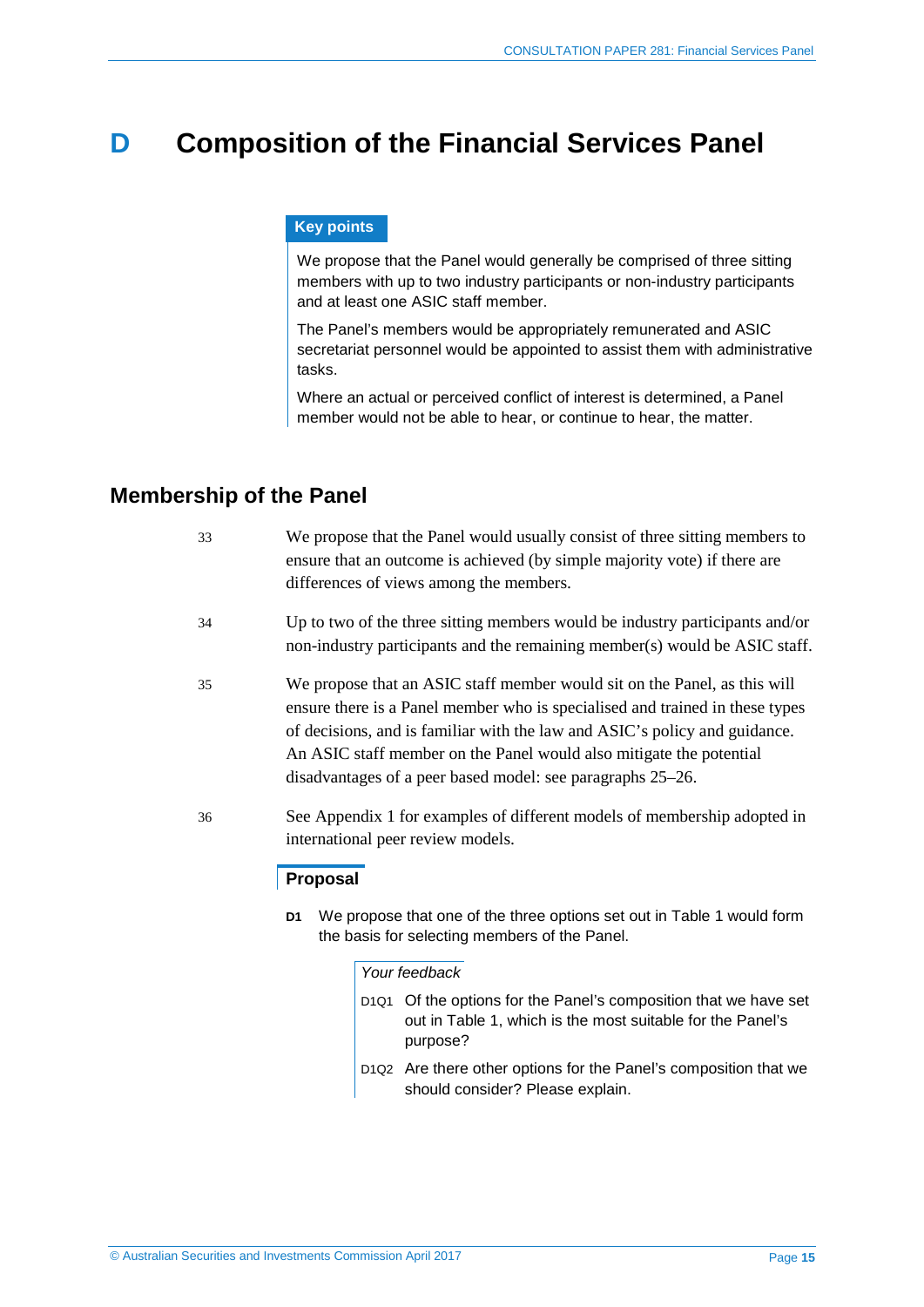# D Composition of the Financial Services Panel

**Key points**

We propose that the Panel would generally be comprised of three sitting members with up to two industry participants or non-industry participants and at least one ASIC staff member.

The Panel's members would be appropriately remunerated and ASIC secretariat personnel would be appointed to assist them with administrative tasks.

Where an actual or perceived conflict of interest is determined, a Panel member would not be able to hear, or continue to hear, the matter.

## Membership of the Panel

33 We propose that the Panel would usually consist of three sitting members to ensure that an outcome is achieved (by simple majority vote) if there are differences of views among the members.

34 Up to two of the three sitting members would be industry participants and/or non-industry participants and the remaining member(s) would be ASIC staff.

35 We propose that an ASIC staff member would sit on the Panel, as this will ensure there is a Panel member who is specialised and trained in these types of decisions, and is familiar with the law and ASIC's policy and guidance. An ASIC staff member on the Panel would also mitigate the potential disadvantages of a peer based model: see paragraphs 25–26.

36 See Appendix 1 for examples of different models of membership adopted in international peer review models.

### Proposal

**D1** We propose that one of the three options set out in Table 1 would form the basis for selecting members of the Panel.

*Your feedback*

D1Q1 Of the options for the Panel's composition that we have set out in Table 1, which is the most suitable for the Panel's purpose?

D1Q2 Are there other options for the Panel's composition that we should consider? Please explain.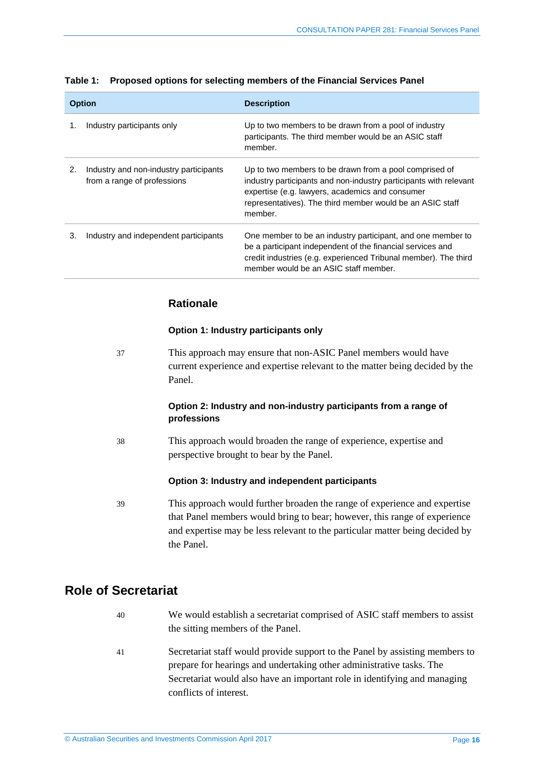**Table 1: Proposed options for selecting members of the Financial Services Panel**

| Option | Description |
|---|---|
| 1. Industry participants only | Up to two members to be drawn from a pool of industry participants. The third member would be an ASIC staff member. |
| 2. Industry and non-industry participants from a range of professions | Up to two members to be drawn from a pool comprised of industry participants and non-industry participants with relevant expertise (e.g. lawyers, academics and consumer representatives). The third member would be an ASIC staff member. |
| 3. Industry and independent participants | One member to be an industry participant, and one member to be a participant independent of the financial services and credit industries (e.g. experienced Tribunal member). The third member would be an ASIC staff member. |

### Rationale

**Option 1: Industry participants only**

37 This approach may ensure that non-ASIC Panel members would have current experience and expertise relevant to the matter being decided by the Panel.

**Option 2: Industry and non-industry participants from a range of professions**

38 This approach would broaden the range of experience, expertise and perspective brought to bear by the Panel.

**Option 3: Industry and independent participants**

39 This approach would further broaden the range of experience and expertise that Panel members would bring to bear; however, this range of experience and expertise may be less relevant to the particular matter being decided by the Panel.

## Role of Secretariat

40 We would establish a secretariat comprised of ASIC staff members to assist the sitting members of the Panel.

41 Secretariat staff would provide support to the Panel by assisting members to prepare for hearings and undertaking other administrative tasks. The Secretariat would also have an important role in identifying and managing conflicts of interest.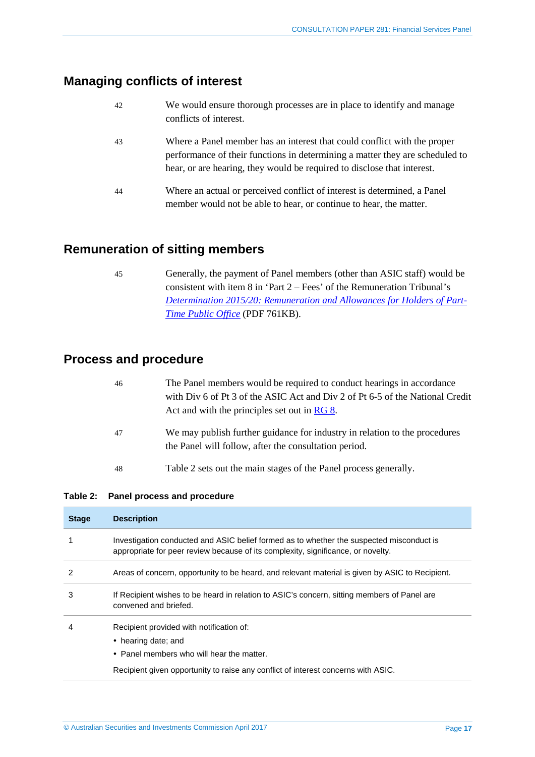## Managing conflicts of interest

42 We would ensure thorough processes are in place to identify and manage conflicts of interest.

43 Where a Panel member has an interest that could conflict with the proper performance of their functions in determining a matter they are scheduled to hear, or are hearing, they would be required to disclose that interest.

44 Where an actual or perceived conflict of interest is determined, a Panel member would not be able to hear, or continue to hear, the matter.

## Remuneration of sitting members

45 Generally, the payment of Panel members (other than ASIC staff) would be consistent with item 8 in 'Part 2 – Fees' of the Remuneration Tribunal's *Determination 2015/20: Remuneration and Allowances for Holders of Part-Time Public Office* (PDF 761KB).

## Process and procedure

46 The Panel members would be required to conduct hearings in accordance with Div 6 of Pt 3 of the ASIC Act and Div 2 of Pt 6-5 of the National Credit Act and with the principles set out in RG 8.

47 We may publish further guidance for industry in relation to the procedures the Panel will follow, after the consultation period.

48 Table 2 sets out the main stages of the Panel process generally.

**Table 2: Panel process and procedure**

| Stage | Description |
| --- | --- |
| 1 | Investigation conducted and ASIC belief formed as to whether the suspected misconduct is appropriate for peer review because of its complexity, significance, or novelty. |
| 2 | Areas of concern, opportunity to be heard, and relevant material is given by ASIC to Recipient. |
| 3 | If Recipient wishes to be heard in relation to ASIC's concern, sitting members of Panel are convened and briefed. |
| 4 | Recipient provided with notification of: <br>• hearing date; and <br>• Panel members who will hear the matter. <br>Recipient given opportunity to raise any conflict of interest concerns with ASIC. |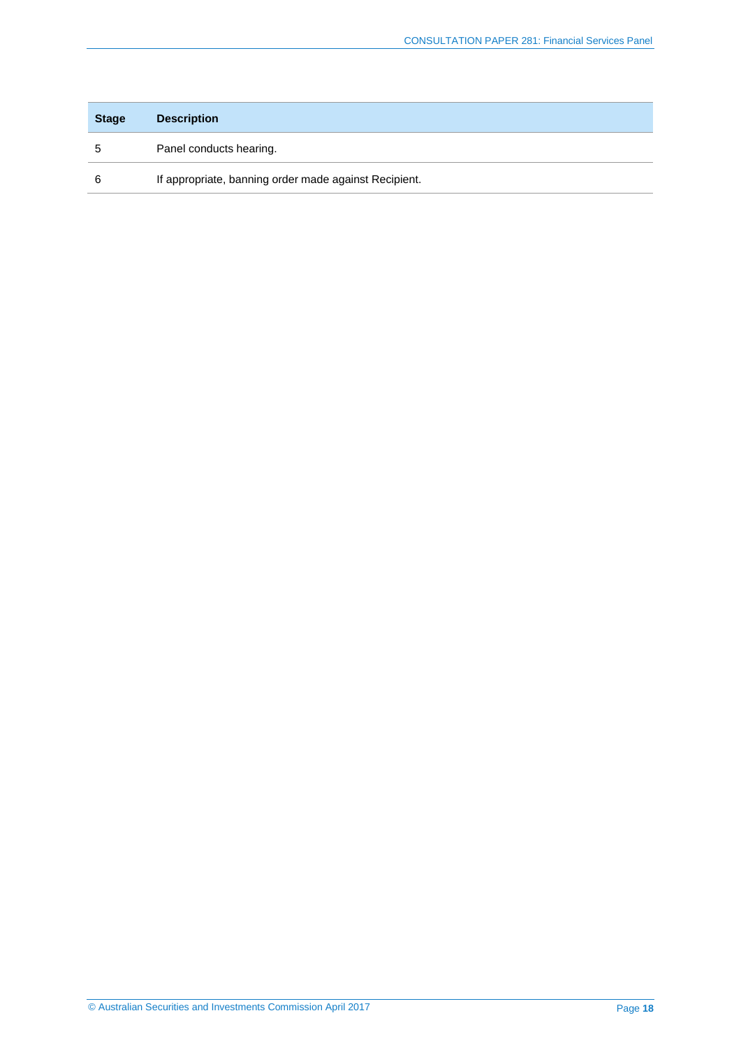| Stage | Description |
| --- | --- |
| 5 | Panel conducts hearing. |
| 6 | If appropriate, banning order made against Recipient. |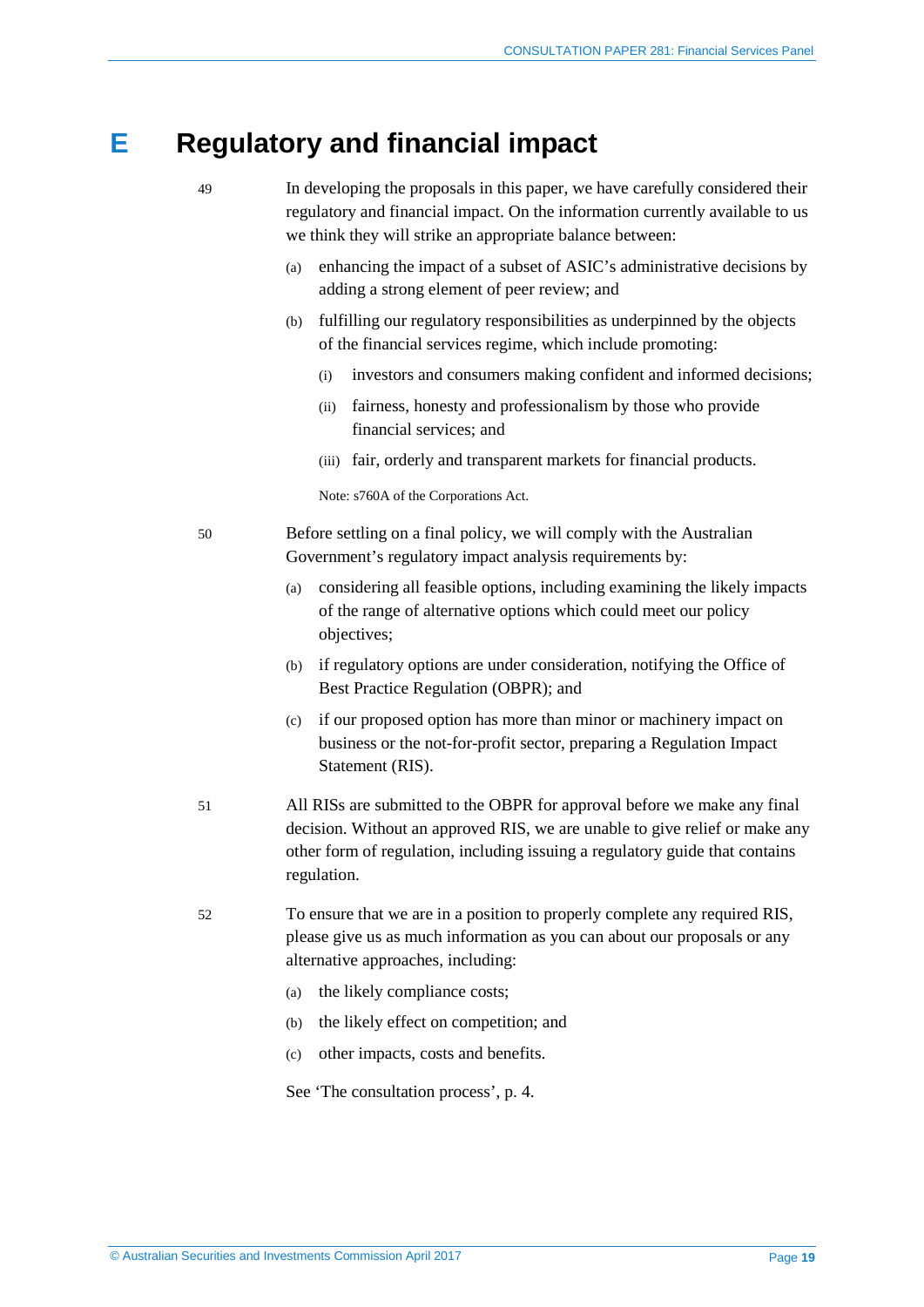# E Regulatory and financial impact

49 In developing the proposals in this paper, we have carefully considered their regulatory and financial impact. On the information currently available to us we think they will strike an appropriate balance between:

(a) enhancing the impact of a subset of ASIC's administrative decisions by adding a strong element of peer review; and

(b) fulfilling our regulatory responsibilities as underpinned by the objects of the financial services regime, which include promoting:

  (i) investors and consumers making confident and informed decisions;

  (ii) fairness, honesty and professionalism by those who provide financial services; and

  (iii) fair, orderly and transparent markets for financial products.

  Note: s760A of the Corporations Act.

50 Before settling on a final policy, we will comply with the Australian Government's regulatory impact analysis requirements by:

(a) considering all feasible options, including examining the likely impacts of the range of alternative options which could meet our policy objectives;

(b) if regulatory options are under consideration, notifying the Office of Best Practice Regulation (OBPR); and

(c) if our proposed option has more than minor or machinery impact on business or the not-for-profit sector, preparing a Regulation Impact Statement (RIS).

51 All RISs are submitted to the OBPR for approval before we make any final decision. Without an approved RIS, we are unable to give relief or make any other form of regulation, including issuing a regulatory guide that contains regulation.

52 To ensure that we are in a position to properly complete any required RIS, please give us as much information as you can about our proposals or any alternative approaches, including:

(a) the likely compliance costs;

(b) the likely effect on competition; and

(c) other impacts, costs and benefits.

See 'The consultation process', p. 4.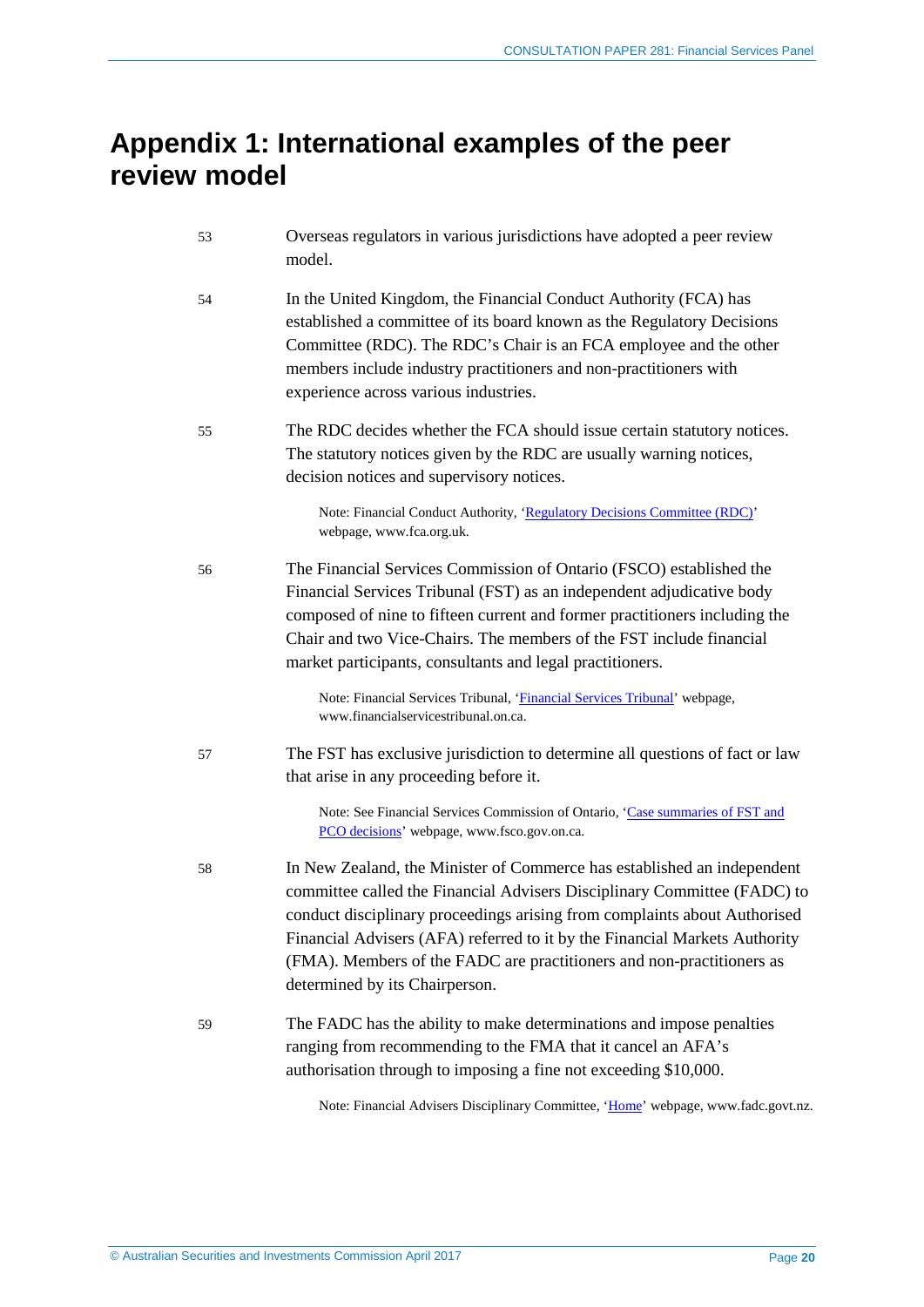# Appendix 1: International examples of the peer review model

53 Overseas regulators in various jurisdictions have adopted a peer review model.

54 In the United Kingdom, the Financial Conduct Authority (FCA) has established a committee of its board known as the Regulatory Decisions Committee (RDC). The RDC's Chair is an FCA employee and the other members include industry practitioners and non-practitioners with experience across various industries.

55 The RDC decides whether the FCA should issue certain statutory notices. The statutory notices given by the RDC are usually warning notices, decision notices and supervisory notices.

> Note: Financial Conduct Authority, 'Regulatory Decisions Committee (RDC)' webpage, www.fca.org.uk.

56 The Financial Services Commission of Ontario (FSCO) established the Financial Services Tribunal (FST) as an independent adjudicative body composed of nine to fifteen current and former practitioners including the Chair and two Vice-Chairs. The members of the FST include financial market participants, consultants and legal practitioners.

> Note: Financial Services Tribunal, 'Financial Services Tribunal' webpage, www.financialservicestribunal.on.ca.

57 The FST has exclusive jurisdiction to determine all questions of fact or law that arise in any proceeding before it.

> Note: See Financial Services Commission of Ontario, 'Case summaries of FST and PCO decisions' webpage, www.fsco.gov.on.ca.

58 In New Zealand, the Minister of Commerce has established an independent committee called the Financial Advisers Disciplinary Committee (FADC) to conduct disciplinary proceedings arising from complaints about Authorised Financial Advisers (AFA) referred to it by the Financial Markets Authority (FMA). Members of the FADC are practitioners and non-practitioners as determined by its Chairperson.

59 The FADC has the ability to make determinations and impose penalties ranging from recommending to the FMA that it cancel an AFA's authorisation through to imposing a fine not exceeding $10,000.

> Note: Financial Advisers Disciplinary Committee, 'Home' webpage, www.fadc.govt.nz.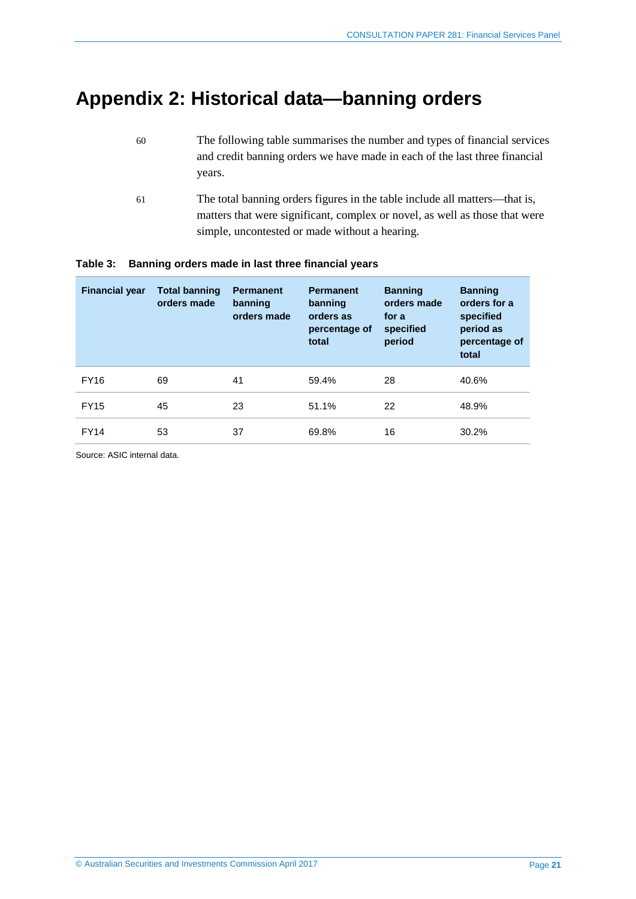# Appendix 2: Historical data—banning orders

60 The following table summarises the number and types of financial services and credit banning orders we have made in each of the last three financial years.

61 The total banning orders figures in the table include all matters—that is, matters that were significant, complex or novel, as well as those that were simple, uncontested or made without a hearing.

**Table 3: Banning orders made in last three financial years**

| Financial year | Total banning orders made | Permanent banning orders made | Permanent banning orders as percentage of total | Banning orders made for a specified period | Banning orders for a specified period as percentage of total |
|---|---|---|---|---|---|
| FY16 | 69 | 41 | 59.4% | 28 | 40.6% |
| FY15 | 45 | 23 | 51.1% | 22 | 48.9% |
| FY14 | 53 | 37 | 69.8% | 16 | 30.2% |

Source: ASIC internal data.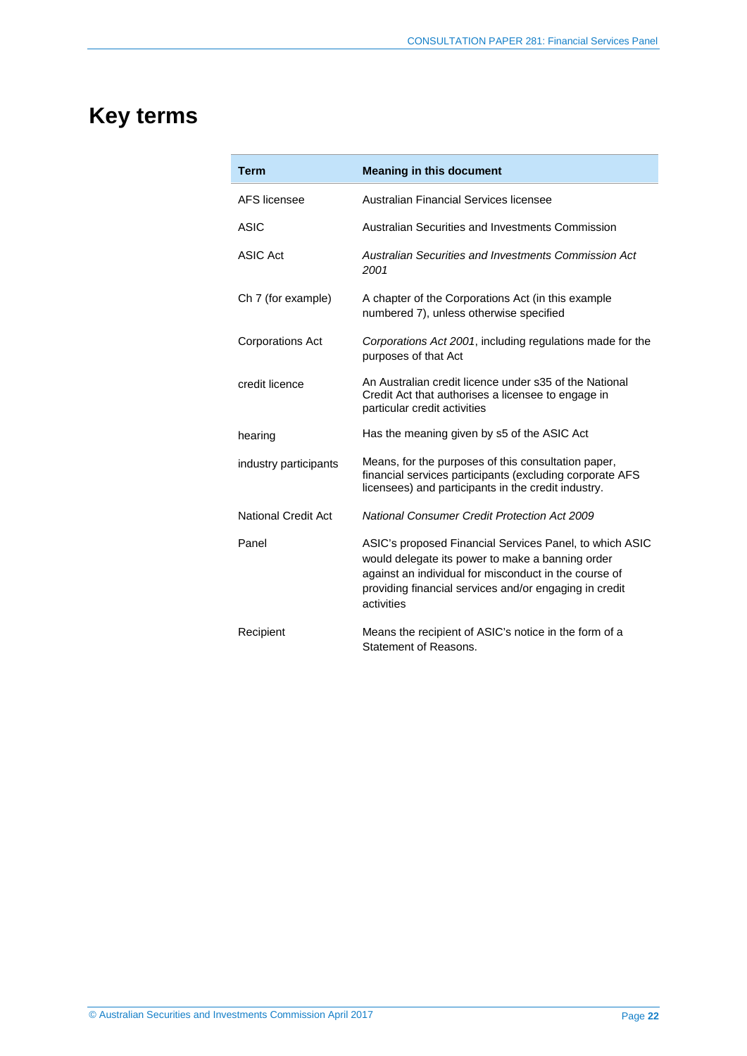# Key terms

| Term | Meaning in this document |
|---|---|
| AFS licensee | Australian Financial Services licensee |
| ASIC | Australian Securities and Investments Commission |
| ASIC Act | *Australian Securities and Investments Commission Act 2001* |
| Ch 7 (for example) | A chapter of the Corporations Act (in this example numbered 7), unless otherwise specified |
| Corporations Act | *Corporations Act 2001*, including regulations made for the purposes of that Act |
| credit licence | An Australian credit licence under s35 of the National Credit Act that authorises a licensee to engage in particular credit activities |
| hearing | Has the meaning given by s5 of the ASIC Act |
| industry participants | Means, for the purposes of this consultation paper, financial services participants (excluding corporate AFS licensees) and participants in the credit industry. |
| National Credit Act | *National Consumer Credit Protection Act 2009* |
| Panel | ASIC's proposed Financial Services Panel, to which ASIC would delegate its power to make a banning order against an individual for misconduct in the course of providing financial services and/or engaging in credit activities |
| Recipient | Means the recipient of ASIC's notice in the form of a Statement of Reasons. |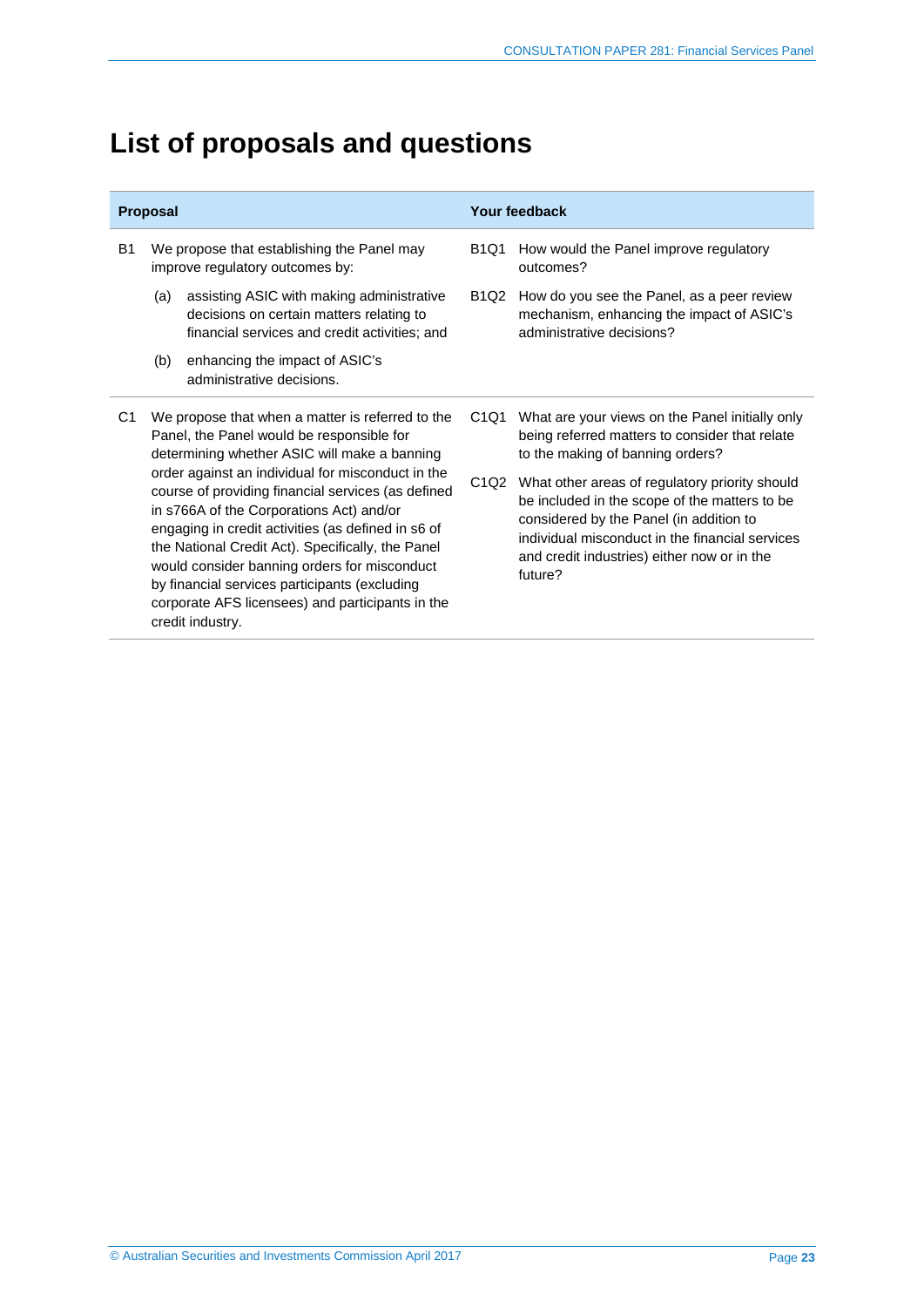# List of proposals and questions

| Proposal | Your feedback |
|---|---|
| B1 We propose that establishing the Panel may improve regulatory outcomes by:<br>(a) assisting ASIC with making administrative decisions on certain matters relating to financial services and credit activities; and<br>(b) enhancing the impact of ASIC's administrative decisions. | B1Q1 How would the Panel improve regulatory outcomes?<br>B1Q2 How do you see the Panel, as a peer review mechanism, enhancing the impact of ASIC's administrative decisions? |
| C1 We propose that when a matter is referred to the Panel, the Panel would be responsible for determining whether ASIC will make a banning order against an individual for misconduct in the course of providing financial services (as defined in s766A of the Corporations Act) and/or engaging in credit activities (as defined in s6 of the National Credit Act). Specifically, the Panel would consider banning orders for misconduct by financial services participants (excluding corporate AFS licensees) and participants in the credit industry. | C1Q1 What are your views on the Panel initially only being referred matters to consider that relate to the making of banning orders?<br>C1Q2 What other areas of regulatory priority should be included in the scope of the matters to be considered by the Panel (in addition to individual misconduct in the financial services and credit industries) either now or in the future? |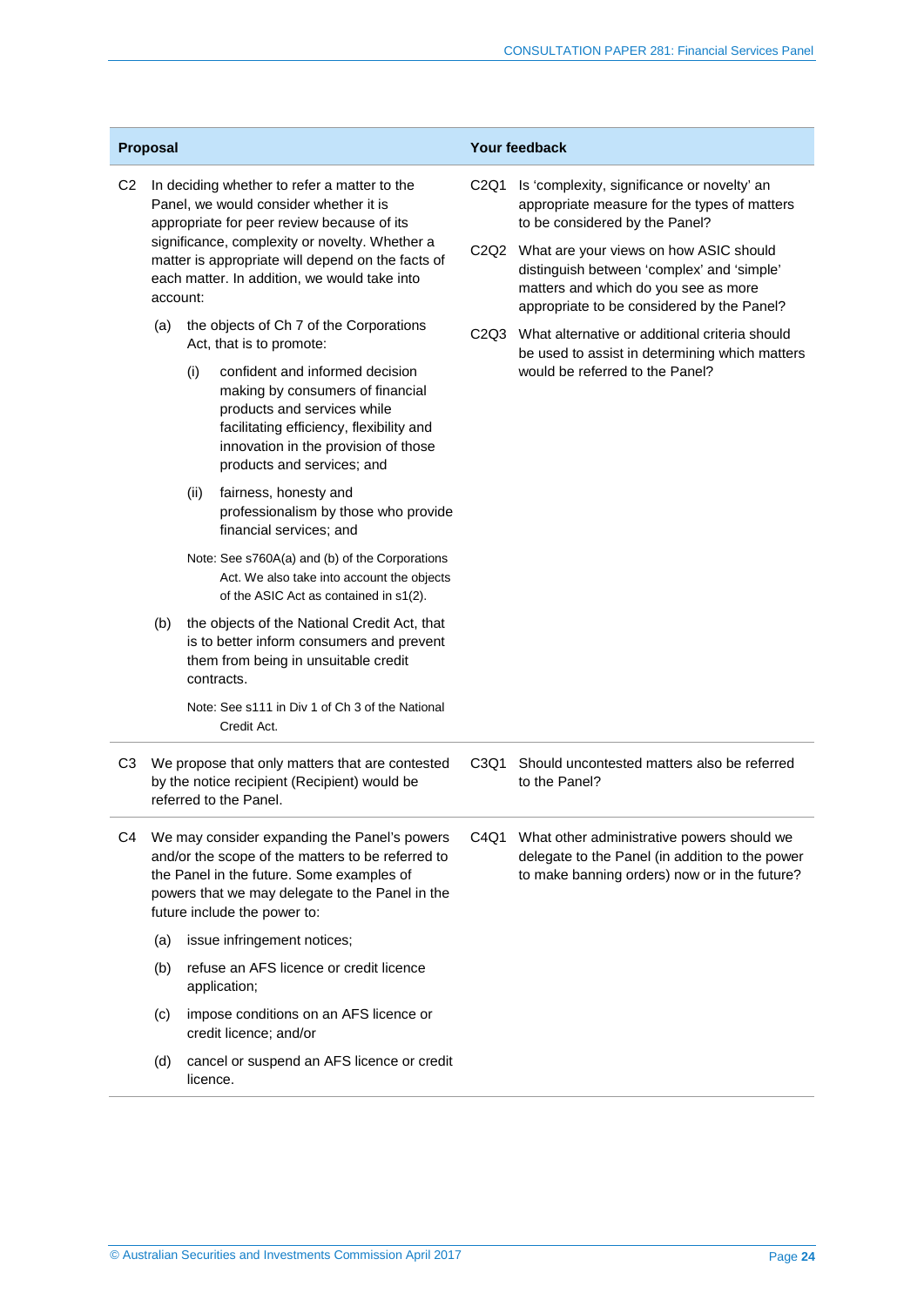| Proposal | Your feedback |
|---|---|
| C2 In deciding whether to refer a matter to the Panel, we would consider whether it is appropriate for peer review because of its significance, complexity or novelty. Whether a matter is appropriate will depend on the facts of each matter. In addition, we would take into account:<br><br>(a) the objects of Ch 7 of the Corporations Act, that is to promote:<br><br>(i) confident and informed decision making by consumers of financial products and services while facilitating efficiency, flexibility and innovation in the provision of those products and services; and<br><br>(ii) fairness, honesty and professionalism by those who provide financial services; and<br><br>Note: See s760A(a) and (b) of the Corporations Act. We also take into account the objects of the ASIC Act as contained in s1(2).<br><br>(b) the objects of the National Credit Act, that is to better inform consumers and prevent them from being in unsuitable credit contracts.<br><br>Note: See s111 in Div 1 of Ch 3 of the National Credit Act. | C2Q1 Is 'complexity, significance or novelty' an appropriate measure for the types of matters to be considered by the Panel?<br><br>C2Q2 What are your views on how ASIC should distinguish between 'complex' and 'simple' matters and which do you see as more appropriate to be considered by the Panel?<br><br>C2Q3 What alternative or additional criteria should be used to assist in determining which matters would be referred to the Panel? |
| C3 We propose that only matters that are contested by the notice recipient (Recipient) would be referred to the Panel. | C3Q1 Should uncontested matters also be referred to the Panel? |
| C4 We may consider expanding the Panel's powers and/or the scope of the matters to be referred to the Panel in the future. Some examples of powers that we may delegate to the Panel in the future include the power to:<br><br>(a) issue infringement notices;<br><br>(b) refuse an AFS licence or credit licence application;<br><br>(c) impose conditions on an AFS licence or credit licence; and/or<br><br>(d) cancel or suspend an AFS licence or credit licence. | C4Q1 What other administrative powers should we delegate to the Panel (in addition to the power to make banning orders) now or in the future? |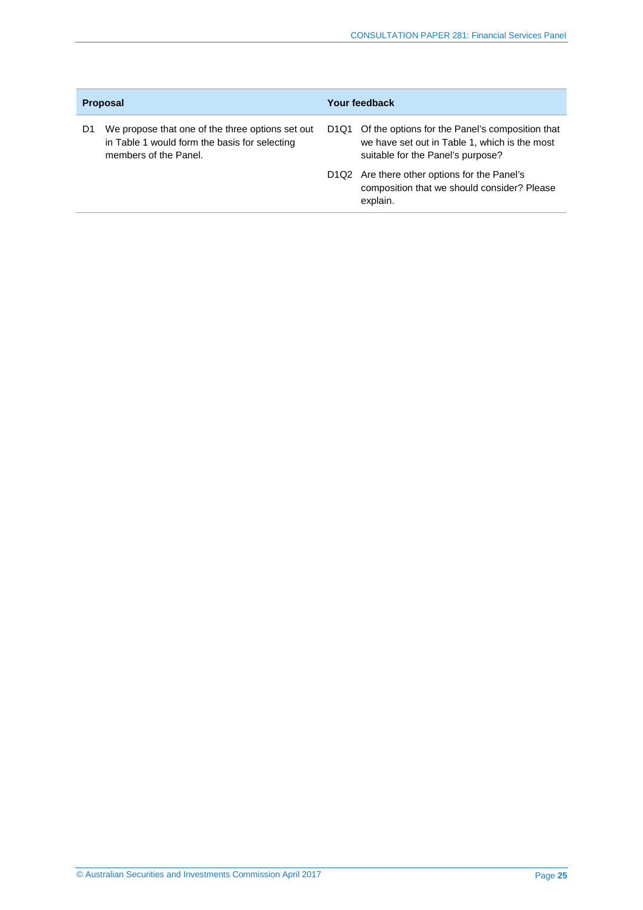| Proposal | | Your feedback | |
|---|---|---|---|
| D1 | We propose that one of the three options set out in Table 1 would form the basis for selecting members of the Panel. | D1Q1 | Of the options for the Panel's composition that we have set out in Table 1, which is the most suitable for the Panel's purpose? |
| | | D1Q2 | Are there other options for the Panel's composition that we should consider? Please explain. |